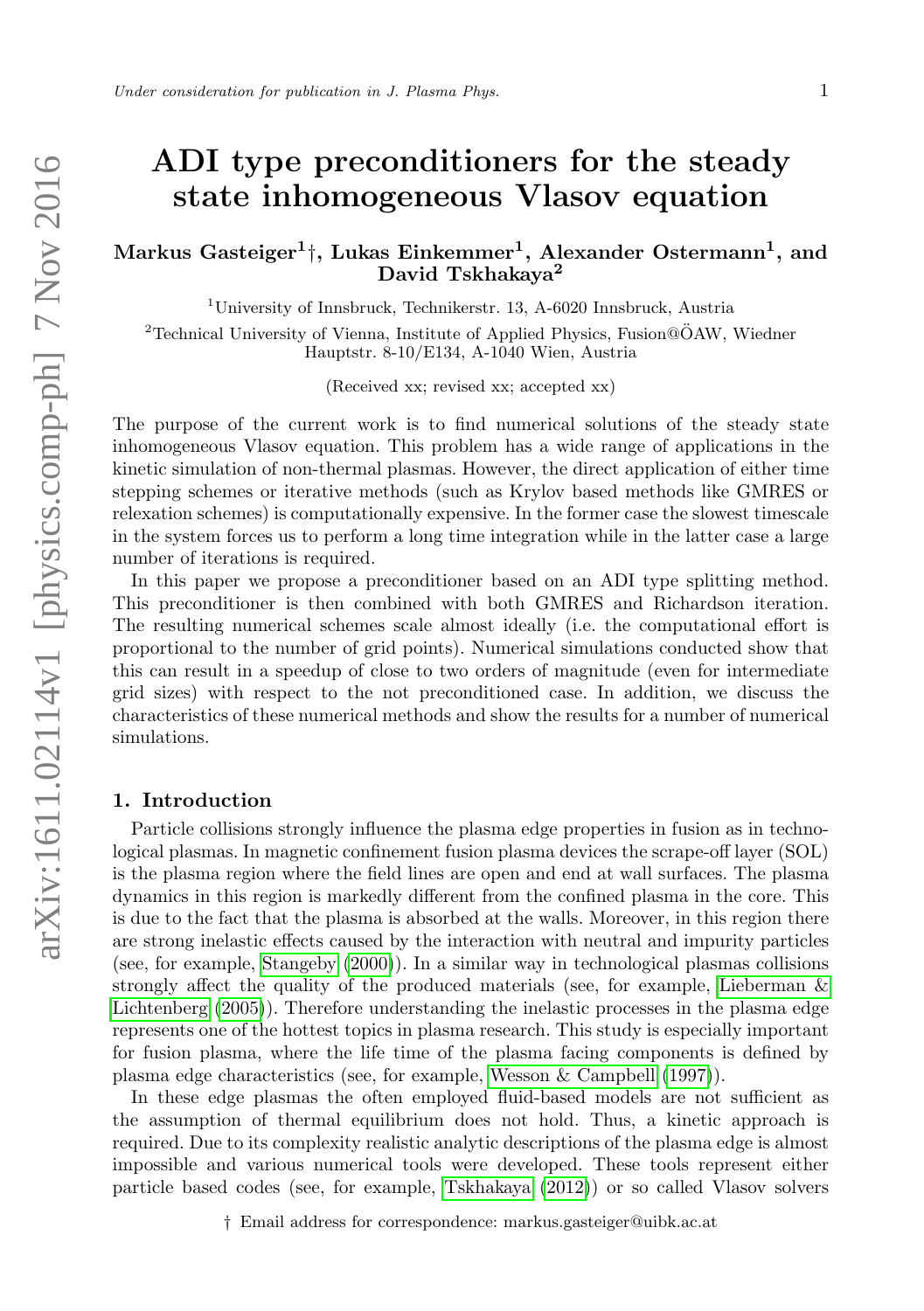# ADI type preconditioners for the steady state inhomogeneous Vlasov equation

**Markus Gasteiger[1]†, Lukas Einkemmer[1], Alexander Ostermann[1], and David Tskhakaya[2]**

[1]University of Innsbruck, Technikerstr. 13, A-6020 Innsbruck, Austria

[2]Technical University of Vienna, Institute of Applied Physics, Fusion@ÖAW, Wiedner Hauptstr. 8-10/E134, A-1040 Wien, Austria

(Received xx; revised xx; accepted xx)

The purpose of the current work is to find numerical solutions of the steady state inhomogeneous Vlasov equation. This problem has a wide range of applications in the kinetic simulation of non-thermal plasmas. However, the direct application of either time stepping schemes or iterative methods (such as Krylov based methods like GMRES or relaxation schemes) is computationally expensive. In the former case the slowest timescale in the system forces us to perform a long time integration while in the latter case a large number of iterations is required.

In this paper we propose a preconditioner based on an ADI type splitting method. This preconditioner is then combined with both GMRES and Richardson iteration. The resulting numerical schemes scale almost ideally (i.e. the computational effort is proportional to the number of grid points). Numerical simulations conducted show that this can result in a speedup of close to two orders of magnitude (even for intermediate grid sizes) with respect to the not preconditioned case. In addition, we discuss the characteristics of these numerical methods and show the results for a number of numerical simulations.

## 1. Introduction

Particle collisions strongly influence the plasma edge properties in fusion as in technological plasmas. In magnetic confinement fusion plasma devices the scrape-off layer (SOL) is the plasma region where the field lines are open and end at wall surfaces. The plasma dynamics in this region is markedly different from the confined plasma in the core. This is due to the fact that the plasma is absorbed at the walls. Moreover, in this region there are strong inelastic effects caused by the interaction with neutral and impurity particles (see, for example, Stangeby (2000)). In a similar way in technological plasmas collisions strongly affect the quality of the produced materials (see, for example, Lieberman & Lichtenberg (2005)). Therefore understanding the inelastic processes in the plasma edge represents one of the hottest topics in plasma research. This study is especially important for fusion plasma, where the life time of the plasma facing components is defined by plasma edge characteristics (see, for example, Wesson & Campbell (1997)).

In these edge plasmas the often employed fluid-based models are not sufficient as the assumption of thermal equilibrium does not hold. Thus, a kinetic approach is required. Due to its complexity realistic analytic descriptions of the plasma edge is almost impossible and various numerical tools were developed. These tools represent either particle based codes (see, for example, Tskhakaya (2012)) or so called Vlasov solvers

† Email address for correspondence: markus.gasteiger@uibk.ac.at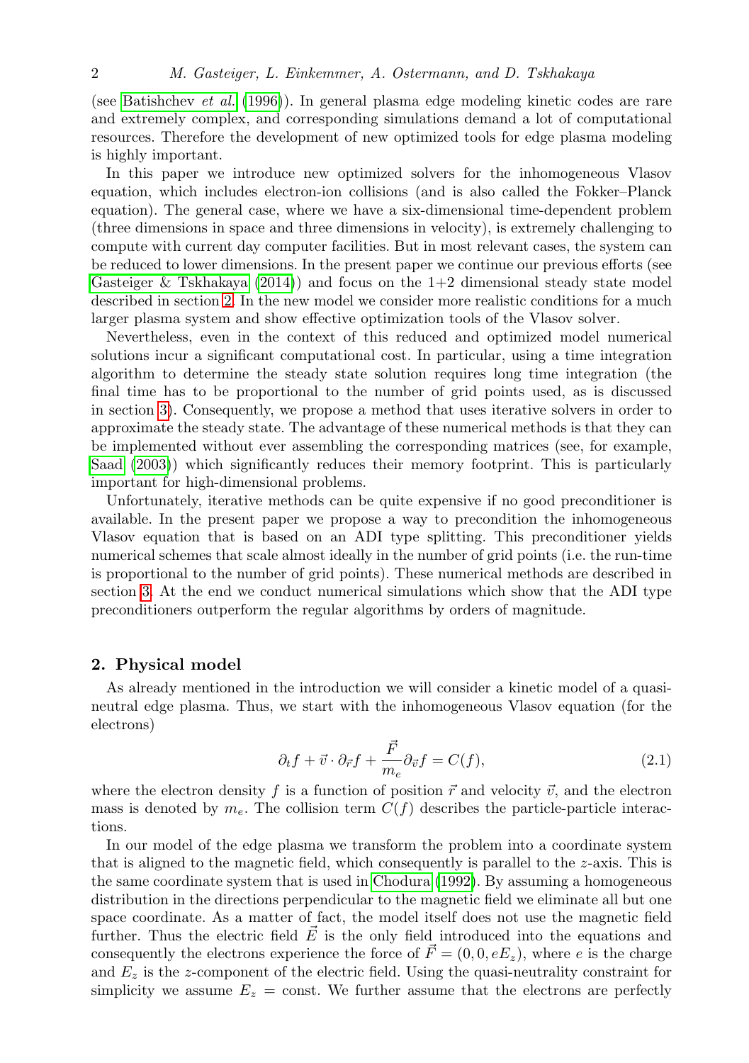(see Batishchev *et al.* (1996)). In general plasma edge modeling kinetic codes are rare and extremely complex, and corresponding simulations demand a lot of computational resources. Therefore the development of new optimized tools for edge plasma modeling is highly important.

In this paper we introduce new optimized solvers for the inhomogeneous Vlasov equation, which includes electron-ion collisions (and is also called the Fokker–Planck equation). The general case, where we have a six-dimensional time-dependent problem (three dimensions in space and three dimensions in velocity), is extremely challenging to compute with current day computer facilities. But in most relevant cases, the system can be reduced to lower dimensions. In the present paper we continue our previous efforts (see Gasteiger & Tskhakaya (2014)) and focus on the 1+2 dimensional steady state model described in section 2. In the new model we consider more realistic conditions for a much larger plasma system and show effective optimization tools of the Vlasov solver.

Nevertheless, even in the context of this reduced and optimized model numerical solutions incur a significant computational cost. In particular, using a time integration algorithm to determine the steady state solution requires long time integration (the final time has to be proportional to the number of grid points used, as is discussed in section 3). Consequently, we propose a method that uses iterative solvers in order to approximate the steady state. The advantage of these numerical methods is that they can be implemented without ever assembling the corresponding matrices (see, for example, Saad (2003)) which significantly reduces their memory footprint. This is particularly important for high-dimensional problems.

Unfortunately, iterative methods can be quite expensive if no good preconditioner is available. In the present paper we propose a way to precondition the inhomogeneous Vlasov equation that is based on an ADI type splitting. This preconditioner yields numerical schemes that scale almost ideally in the number of grid points (i.e. the run-time is proportional to the number of grid points). These numerical methods are described in section 3. At the end we conduct numerical simulations which show that the ADI type preconditioners outperform the regular algorithms by orders of magnitude.

## 2. Physical model

As already mentioned in the introduction we will consider a kinetic model of a quasi-neutral edge plasma. Thus, we start with the inhomogeneous Vlasov equation (for the electrons)

$$\partial_t f + \vec{v} \cdot \partial_{\vec{r}} f + \frac{\vec{F}}{m_e} \partial_{\vec{v}} f = C(f), \tag{2.1}$$

where the electron density $f$ is a function of position $\vec{r}$ and velocity $\vec{v}$, and the electron mass is denoted by $m_e$. The collision term $C(f)$ describes the particle-particle interactions.

In our model of the edge plasma we transform the problem into a coordinate system that is aligned to the magnetic field, which consequently is parallel to the $z$-axis. This is the same coordinate system that is used in Chodura (1992). By assuming a homogeneous distribution in the directions perpendicular to the magnetic field we eliminate all but one space coordinate. As a matter of fact, the model itself does not use the magnetic field further. Thus the electric field $\vec{E}$ is the only field introduced into the equations and consequently the electrons experience the force of $\vec{F} = (0, 0, eE_z)$, where $e$ is the charge and $E_z$ is the $z$-component of the electric field. Using the quasi-neutrality constraint for simplicity we assume $E_z =$ const. We further assume that the electrons are perfectly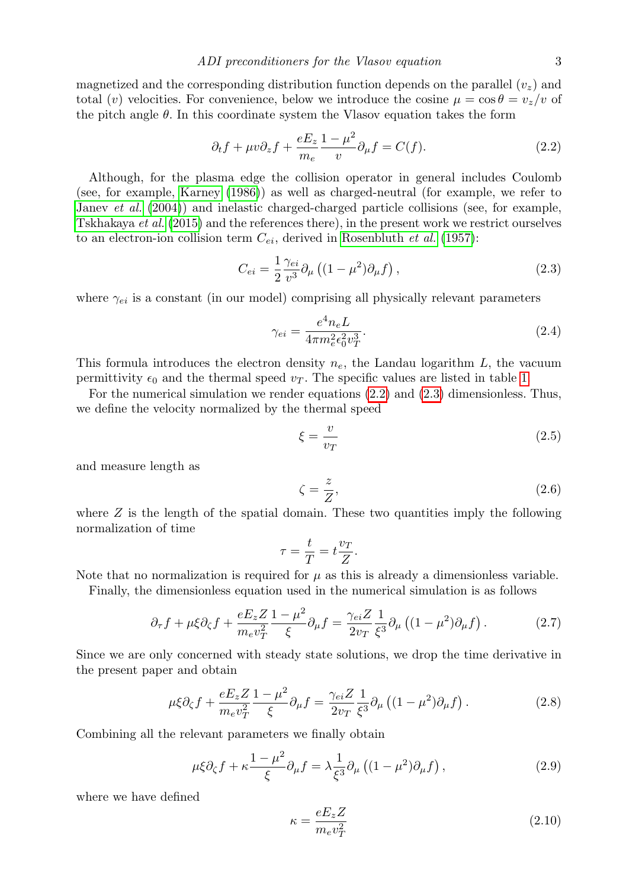magnetized and the corresponding distribution function depends on the parallel ($v_z$) and total ($v$) velocities. For convenience, below we introduce the cosine $\mu = \cos\theta = v_z/v$ of the pitch angle $\theta$. In this coordinate system the Vlasov equation takes the form

$$\partial_t f + \mu v \partial_z f + \frac{eE_z}{m_e}\frac{1-\mu^2}{v}\partial_\mu f = C(f). \tag{2.2}$$

Although, for the plasma edge the collision operator in general includes Coulomb (see, for example, Karney (1986)) as well as charged-neutral (for example, we refer to Janev *et al.* (2004)) and inelastic charged-charged particle collisions (see, for example, Tskhakaya *et al.* (2015) and the references there), in the present work we restrict ourselves to an electron-ion collision term $C_{ei}$, derived in Rosenbluth *et al.* (1957):

$$C_{ei} = \frac{1}{2}\frac{\gamma_{ei}}{v^3}\partial_\mu\left((1-\mu^2)\partial_\mu f\right), \tag{2.3}$$

where $\gamma_{ei}$ is a constant (in our model) comprising all physically relevant parameters

$$\gamma_{ei} = \frac{e^4 n_e L}{4\pi m_e^2 \epsilon_0^2 v_T^3}. \tag{2.4}$$

This formula introduces the electron density $n_e$, the Landau logarithm $L$, the vacuum permittivity $\epsilon_0$ and the thermal speed $v_T$. The specific values are listed in table 1.

For the numerical simulation we render equations (2.2) and (2.3) dimensionless. Thus, we define the velocity normalized by the thermal speed

$$\xi = \frac{v}{v_T} \tag{2.5}$$

and measure length as

$$\zeta = \frac{z}{Z}, \tag{2.6}$$

where $Z$ is the length of the spatial domain. These two quantities imply the following normalization of time

$$\tau = \frac{t}{T} = t\frac{v_T}{Z}.$$

Note that no normalization is required for $\mu$ as this is already a dimensionless variable.

Finally, the dimensionless equation used in the numerical simulation is as follows

$$\partial_\tau f + \mu\xi\partial_\zeta f + \frac{eE_z Z}{m_e v_T^2}\frac{1-\mu^2}{\xi}\partial_\mu f = \frac{\gamma_{ei} Z}{2 v_T}\frac{1}{\xi^3}\partial_\mu\left((1-\mu^2)\partial_\mu f\right). \tag{2.7}$$

Since we are only concerned with steady state solutions, we drop the time derivative in the present paper and obtain

$$\mu\xi\partial_\zeta f + \frac{eE_z Z}{m_e v_T^2}\frac{1-\mu^2}{\xi}\partial_\mu f = \frac{\gamma_{ei} Z}{2 v_T}\frac{1}{\xi^3}\partial_\mu\left((1-\mu^2)\partial_\mu f\right). \tag{2.8}$$

Combining all the relevant parameters we finally obtain

$$\mu\xi\partial_\zeta f + \kappa\frac{1-\mu^2}{\xi}\partial_\mu f = \lambda\frac{1}{\xi^3}\partial_\mu\left((1-\mu^2)\partial_\mu f\right), \tag{2.9}$$

where we have defined

$$\kappa = \frac{eE_z Z}{m_e v_T^2} \tag{2.10}$$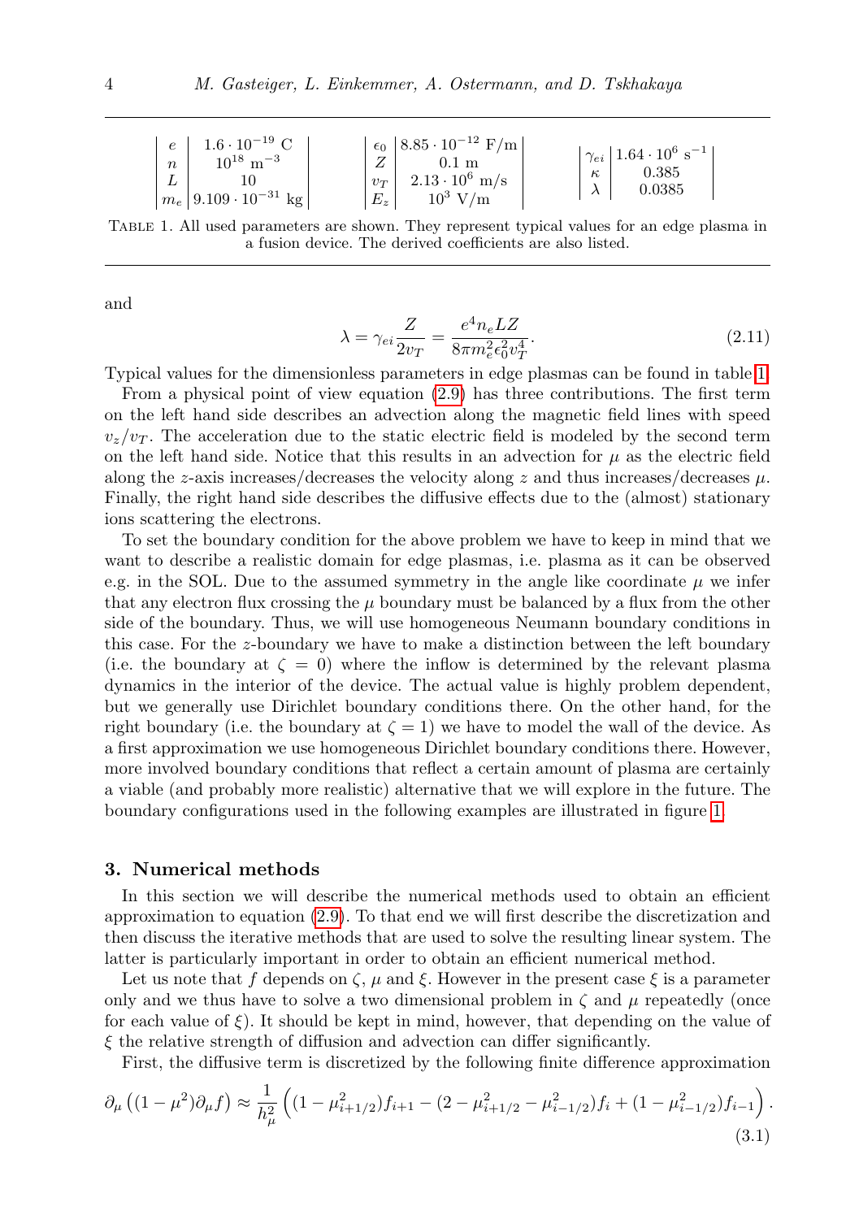| $e$ | $1.6 \cdot 10^{-19}$ C | $\epsilon_0$ | $8.85 \cdot 10^{-12}$ F/m | $\gamma_{ei}$ | $1.64 \cdot 10^{6}$ s$^{-1}$ |
|---|---|---|---|---|---|
| $n$ | $10^{18}$ m$^{-3}$ | $Z$ | 0.1 m | $\kappa$ | 0.385 |
| $L$ | 10 | $v_T$ | $2.13 \cdot 10^{6}$ m/s | $\lambda$ | 0.0385 |
| $m_e$ | $9.109 \cdot 10^{-31}$ kg | $E_z$ | $10^{3}$ V/m | | |

Table 1. All used parameters are shown. They represent typical values for an edge plasma in a fusion device. The derived coefficients are also listed.

and

$$\lambda = \gamma_{ei} \frac{Z}{2 v_T} = \frac{e^4 n_e L Z}{8 \pi m_e^2 \epsilon_0^2 v_T^4}. \tag{2.11}$$

Typical values for the dimensionless parameters in edge plasmas can be found in table 1.

From a physical point of view equation (2.9) has three contributions. The first term on the left hand side describes an advection along the magnetic field lines with speed $v_z/v_T$. The acceleration due to the static electric field is modeled by the second term on the left hand side. Notice that this results in an advection for $\mu$ as the electric field along the $z$-axis increases/decreases the velocity along $z$ and thus increases/decreases $\mu$. Finally, the right hand side describes the diffusive effects due to the (almost) stationary ions scattering the electrons.

To set the boundary condition for the above problem we have to keep in mind that we want to describe a realistic domain for edge plasmas, i.e. plasma as it can be observed e.g. in the SOL. Due to the assumed symmetry in the angle like coordinate $\mu$ we infer that any electron flux crossing the $\mu$ boundary must be balanced by a flux from the other side of the boundary. Thus, we will use homogeneous Neumann boundary conditions in this case. For the $z$-boundary we have to make a distinction between the left boundary (i.e. the boundary at $\zeta = 0$) where the inflow is determined by the relevant plasma dynamics in the interior of the device. The actual value is highly problem dependent, but we generally use Dirichlet boundary conditions there. On the other hand, for the right boundary (i.e. the boundary at $\zeta = 1$) we have to model the wall of the device. As a first approximation we use homogeneous Dirichlet boundary conditions there. However, more involved boundary conditions that reflect a certain amount of plasma are certainly a viable (and probably more realistic) alternative that we will explore in the future. The boundary configurations used in the following examples are illustrated in figure 1.

## 3. Numerical methods

In this section we will describe the numerical methods used to obtain an efficient approximation to equation (2.9). To that end we will first describe the discretization and then discuss the iterative methods that are used to solve the resulting linear system. The latter is particularly important in order to obtain an efficient numerical method.

Let us note that $f$ depends on $\zeta$, $\mu$ and $\xi$. However in the present case $\xi$ is a parameter only and we thus have to solve a two dimensional problem in $\zeta$ and $\mu$ repeatedly (once for each value of $\xi$). It should be kept in mind, however, that depending on the value of $\xi$ the relative strength of diffusion and advection can differ significantly.

First, the diffusive term is discretized by the following finite difference approximation

$$\partial_\mu \left( (1-\mu^2) \partial_\mu f \right) \approx \frac{1}{h_\mu^2} \Big( (1-\mu_{i+1/2}^2) f_{i+1} - (2 - \mu_{i+1/2}^2 - \mu_{i-1/2}^2) f_i + (1-\mu_{i-1/2}^2) f_{i-1} \Big). \tag{3.1}$$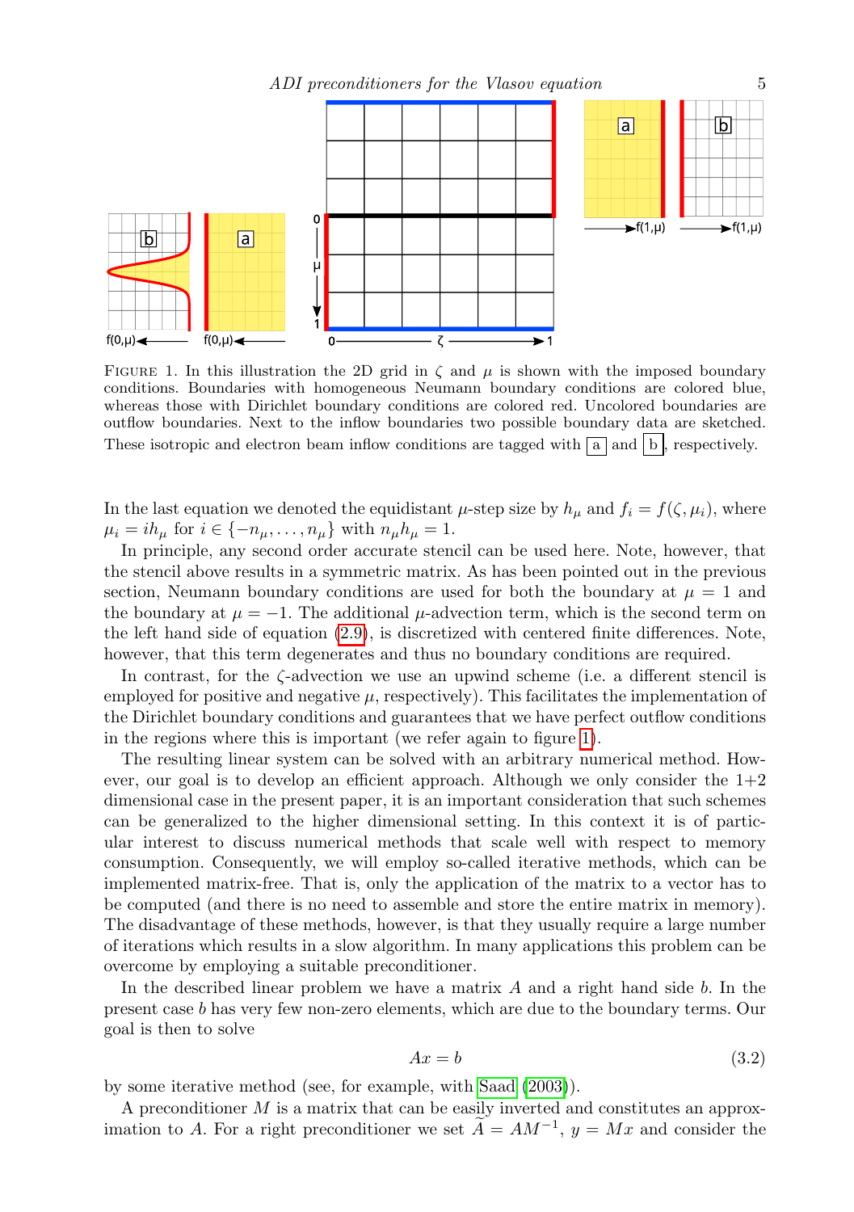f(0,μ)

f(0,μ)

b

a

0

μ

1

0

ζ

1

a

b

f(1,μ)

f(1,μ)

FIGURE 1. In this illustration the 2D grid in $\zeta$ and $\mu$ is shown with the imposed boundary conditions. Boundaries with homogeneous Neumann boundary conditions are colored blue, whereas those with Dirichlet boundary conditions are colored red. Uncolored boundaries are outflow boundaries. Next to the inflow boundaries two possible boundary data are sketched. These isotropic and electron beam inflow conditions are tagged with a and b, respectively.

In the last equation we denoted the equidistant $\mu$-step size by $h_\mu$ and $f_i = f(\zeta, \mu_i)$, where $\mu_i = ih_\mu$ for $i \in \{-n_\mu, \dots, n_\mu\}$ with $n_\mu h_\mu = 1$.

In principle, any second order accurate stencil can be used here. Note, however, that the stencil above results in a symmetric matrix. As has been pointed out in the previous section, Neumann boundary conditions are used for both the boundary at $\mu = 1$ and the boundary at $\mu = -1$. The additional $\mu$-advection term, which is the second term on the left hand side of equation (2.9), is discretized with centered finite differences. Note, however, that this term degenerates and thus no boundary conditions are required.

In contrast, for the $\zeta$-advection we use an upwind scheme (i.e. a different stencil is employed for positive and negative $\mu$, respectively). This facilitates the implementation of the Dirichlet boundary conditions and guarantees that we have perfect outflow conditions in the regions where this is important (we refer again to figure 1).

The resulting linear system can be solved with an arbitrary numerical method. However, our goal is to develop an efficient approach. Although we only consider the 1+2 dimensional case in the present paper, it is an important consideration that such schemes can be generalized to the higher dimensional setting. In this context it is of particular interest to discuss numerical methods that scale well with respect to memory consumption. Consequently, we will employ so-called iterative methods, which can be implemented matrix-free. That is, only the application of the matrix to a vector has to be computed (and there is no need to assemble and store the entire matrix in memory). The disadvantage of these methods, however, is that they usually require a large number of iterations which results in a slow algorithm. In many applications this problem can be overcome by employing a suitable preconditioner.

In the described linear problem we have a matrix $A$ and a right hand side $b$. In the present case $b$ has very few non-zero elements, which are due to the boundary terms. Our goal is then to solve

$$Ax = b \tag{3.2}$$

by some iterative method (see, for example, with Saad (2003)).

A preconditioner $M$ is a matrix that can be easily inverted and constitutes an approximation to $A$. For a right preconditioner we set $\widetilde{A} = AM^{-1}$, $y = Mx$ and consider the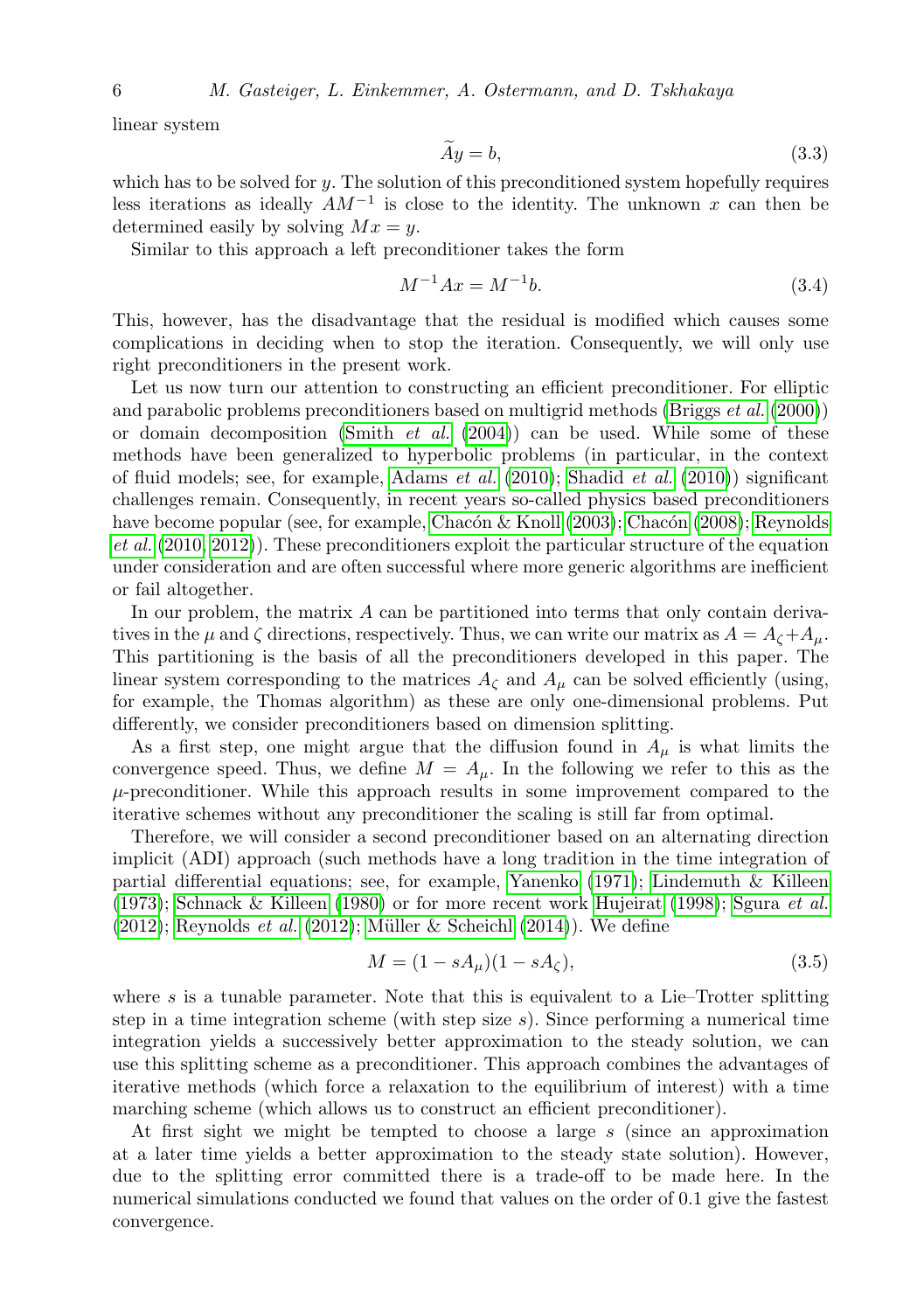linear system

$$\widetilde{A}y = b, \tag{3.3}$$

which has to be solved for $y$. The solution of this preconditioned system hopefully requires less iterations as ideally $AM^{-1}$ is close to the identity. The unknown $x$ can then be determined easily by solving $Mx = y$.

Similar to this approach a left preconditioner takes the form

$$M^{-1}Ax = M^{-1}b. \tag{3.4}$$

This, however, has the disadvantage that the residual is modified which causes some complications in deciding when to stop the iteration. Consequently, we will only use right preconditioners in the present work.

Let us now turn our attention to constructing an efficient preconditioner. For elliptic and parabolic problems preconditioners based on multigrid methods (Briggs *et al.* (2000)) or domain decomposition (Smith *et al.* (2004)) can be used. While some of these methods have been generalized to hyperbolic problems (in particular, in the context of fluid models; see, for example, Adams *et al.* (2010); Shadid *et al.* (2010)) significant challenges remain. Consequently, in recent years so-called physics based preconditioners have become popular (see, for example, Chacón & Knoll (2003); Chacón (2008); Reynolds *et al.* (2010, 2012)). These preconditioners exploit the particular structure of the equation under consideration and are often successful where more generic algorithms are inefficient or fail altogether.

In our problem, the matrix $A$ can be partitioned into terms that only contain derivatives in the $\mu$ and $\zeta$ directions, respectively. Thus, we can write our matrix as $A = A_\zeta + A_\mu$. This partitioning is the basis of all the preconditioners developed in this paper. The linear system corresponding to the matrices $A_\zeta$ and $A_\mu$ can be solved efficiently (using, for example, the Thomas algorithm) as these are only one-dimensional problems. Put differently, we consider preconditioners based on dimension splitting.

As a first step, one might argue that the diffusion found in $A_\mu$ is what limits the convergence speed. Thus, we define $M = A_\mu$. In the following we refer to this as the $\mu$-preconditioner. While this approach results in some improvement compared to the iterative schemes without any preconditioner the scaling is still far from optimal.

Therefore, we will consider a second preconditioner based on an alternating direction implicit (ADI) approach (such methods have a long tradition in the time integration of partial differential equations; see, for example, Yanenko (1971); Lindemuth & Killeen (1973); Schnack & Killeen (1980) or for more recent work Hujeirat (1998); Sgura *et al.* (2012); Reynolds *et al.* (2012); Müller & Scheichl (2014)). We define

$$M = (1 - sA_\mu)(1 - sA_\zeta), \tag{3.5}$$

where $s$ is a tunable parameter. Note that this is equivalent to a Lie–Trotter splitting step in a time integration scheme (with step size $s$). Since performing a numerical time integration yields a successively better approximation to the steady solution, we can use this splitting scheme as a preconditioner. This approach combines the advantages of iterative methods (which force a relaxation to the equilibrium of interest) with a time marching scheme (which allows us to construct an efficient preconditioner).

At first sight we might be tempted to choose a large $s$ (since an approximation at a later time yields a better approximation to the steady state solution). However, due to the splitting error committed there is a trade-off to be made here. In the numerical simulations conducted we found that values on the order of 0.1 give the fastest convergence.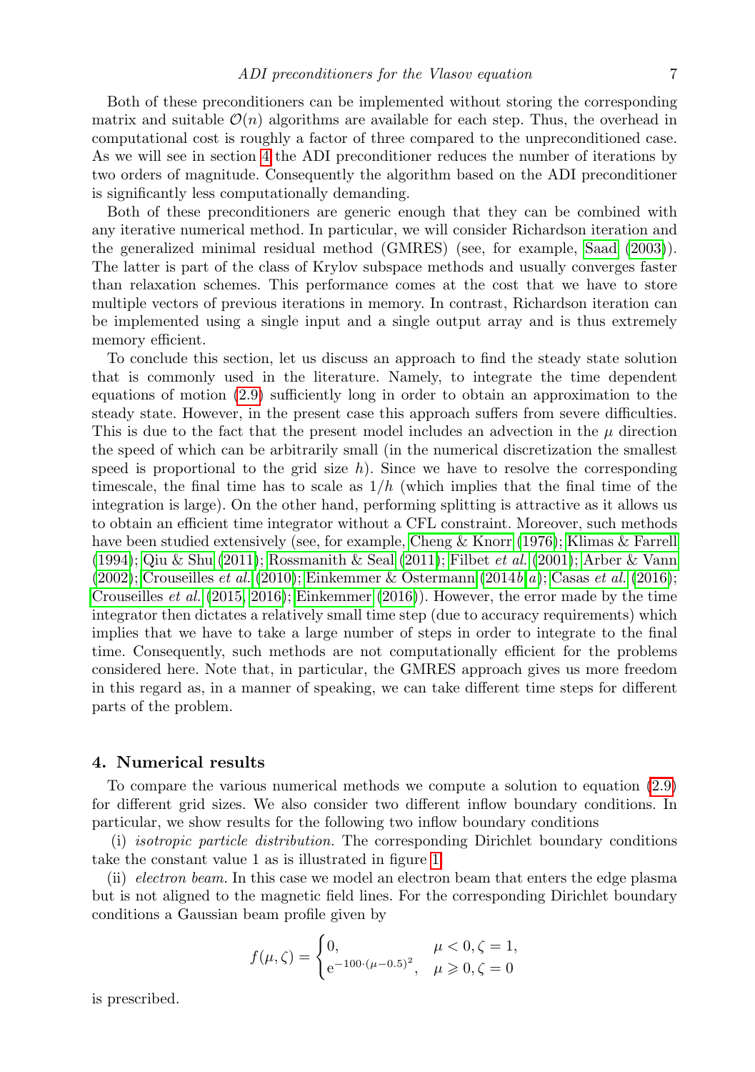Both of these preconditioners can be implemented without storing the corresponding matrix and suitable $\mathcal{O}(n)$ algorithms are available for each step. Thus, the overhead in computational cost is roughly a factor of three compared to the unpreconditioned case. As we will see in section 4 the ADI preconditioner reduces the number of iterations by two orders of magnitude. Consequently the algorithm based on the ADI preconditioner is significantly less computationally demanding.

Both of these preconditioners are generic enough that they can be combined with any iterative numerical method. In particular, we will consider Richardson iteration and the generalized minimal residual method (GMRES) (see, for example, Saad (2003)). The latter is part of the class of Krylov subspace methods and usually converges faster than relaxation schemes. This performance comes at the cost that we have to store multiple vectors of previous iterations in memory. In contrast, Richardson iteration can be implemented using a single input and a single output array and is thus extremely memory efficient.

To conclude this section, let us discuss an approach to find the steady state solution that is commonly used in the literature. Namely, to integrate the time dependent equations of motion (2.9) sufficiently long in order to obtain an approximation to the steady state. However, in the present case this approach suffers from severe difficulties. This is due to the fact that the present model includes an advection in the $\mu$ direction the speed of which can be arbitrarily small (in the numerical discretization the smallest speed is proportional to the grid size $h$). Since we have to resolve the corresponding timescale, the final time has to scale as $1/h$ (which implies that the final time of the integration is large). On the other hand, performing splitting is attractive as it allows us to obtain an efficient time integrator without a CFL constraint. Moreover, such methods have been studied extensively (see, for example, Cheng & Knorr (1976); Klimas & Farrell (1994); Qiu & Shu (2011); Rossmanith & Seal (2011); Filbet *et al.* (2001); Arber & Vann (2002); Crouseilles *et al.* (2010); Einkemmer & Ostermann (2014*b*,*a*); Casas *et al.* (2016); Crouseilles *et al.* (2015, 2016); Einkemmer (2016)). However, the error made by the time integrator then dictates a relatively small time step (due to accuracy requirements) which implies that we have to take a large number of steps in order to integrate to the final time. Consequently, such methods are not computationally efficient for the problems considered here. Note that, in particular, the GMRES approach gives us more freedom in this regard as, in a manner of speaking, we can take different time steps for different parts of the problem.

## 4. Numerical results

To compare the various numerical methods we compute a solution to equation (2.9) for different grid sizes. We also consider two different inflow boundary conditions. In particular, we show results for the following two inflow boundary conditions

(i) *isotropic particle distribution.* The corresponding Dirichlet boundary conditions take the constant value 1 as is illustrated in figure 1.

(ii) *electron beam.* In this case we model an electron beam that enters the edge plasma but is not aligned to the magnetic field lines. For the corresponding Dirichlet boundary conditions a Gaussian beam profile given by

$$f(\mu,\zeta) = \begin{cases} 0, & \mu < 0, \zeta = 1, \\ \mathrm{e}^{-100\cdot(\mu-0.5)^2}, & \mu \geqslant 0, \zeta = 0 \end{cases}$$

is prescribed.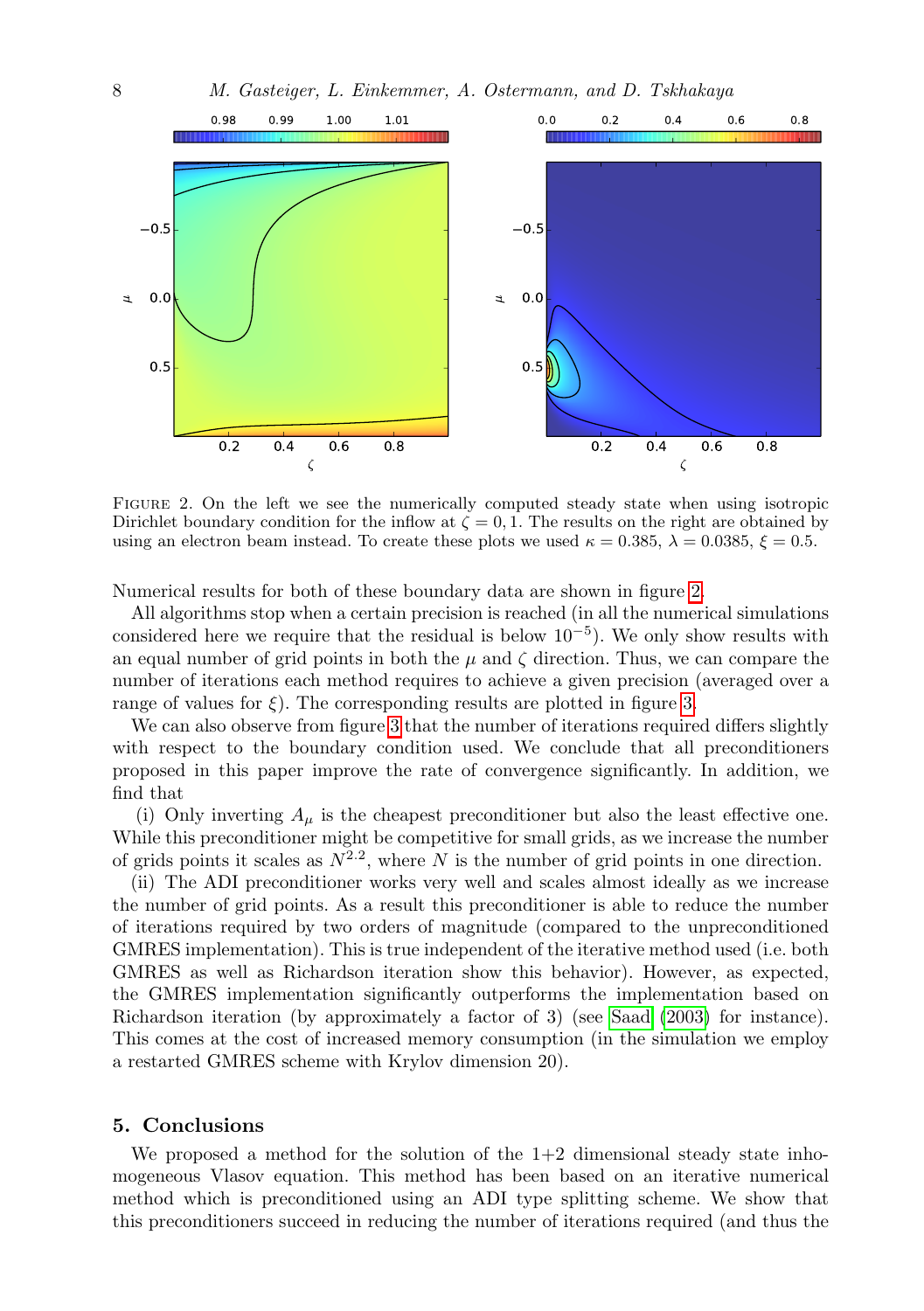0.98 0.99 1.00 1.01

−0.5

$\mu$ 0.0

0.5

0.2 0.4 0.6 0.8

$\zeta$

0.0 0.2 0.4 0.6 0.8

−0.5

$\mu$ 0.0

0.5

0.2 0.4 0.6 0.8

$\zeta$

FIGURE 2. On the left we see the numerically computed steady state when using isotropic Dirichlet boundary condition for the inflow at $\zeta = 0, 1$. The results on the right are obtained by using an electron beam instead. To create these plots we used $\kappa = 0.385$, $\lambda = 0.0385$, $\xi = 0.5$.

Numerical results for both of these boundary data are shown in figure 2.

All algorithms stop when a certain precision is reached (in all the numerical simulations considered here we require that the residual is below $10^{-5}$). We only show results with an equal number of grid points in both the $\mu$ and $\zeta$ direction. Thus, we can compare the number of iterations each method requires to achieve a given precision (averaged over a range of values for $\xi$). The corresponding results are plotted in figure 3.

We can also observe from figure 3 that the number of iterations required differs slightly with respect to the boundary condition used. We conclude that all preconditioners proposed in this paper improve the rate of convergence significantly. In addition, we find that

(i) Only inverting $A_\mu$ is the cheapest preconditioner but also the least effective one. While this preconditioner might be competitive for small grids, as we increase the number of grids points it scales as $N^{2.2}$, where $N$ is the number of grid points in one direction.

(ii) The ADI preconditioner works very well and scales almost ideally as we increase the number of grid points. As a result this preconditioner is able to reduce the number of iterations required by two orders of magnitude (compared to the unpreconditioned GMRES implementation). This is true independent of the iterative method used (i.e. both GMRES as well as Richardson iteration show this behavior). However, as expected, the GMRES implementation significantly outperforms the implementation based on Richardson iteration (by approximately a factor of 3) (see Saad (2003) for instance). This comes at the cost of increased memory consumption (in the simulation we employ a restarted GMRES scheme with Krylov dimension 20).

## 5. Conclusions

We proposed a method for the solution of the 1+2 dimensional steady state inhomogeneous Vlasov equation. This method has been based on an iterative numerical method which is preconditioned using an ADI type splitting scheme. We show that this preconditioners succeed in reducing the number of iterations required (and thus the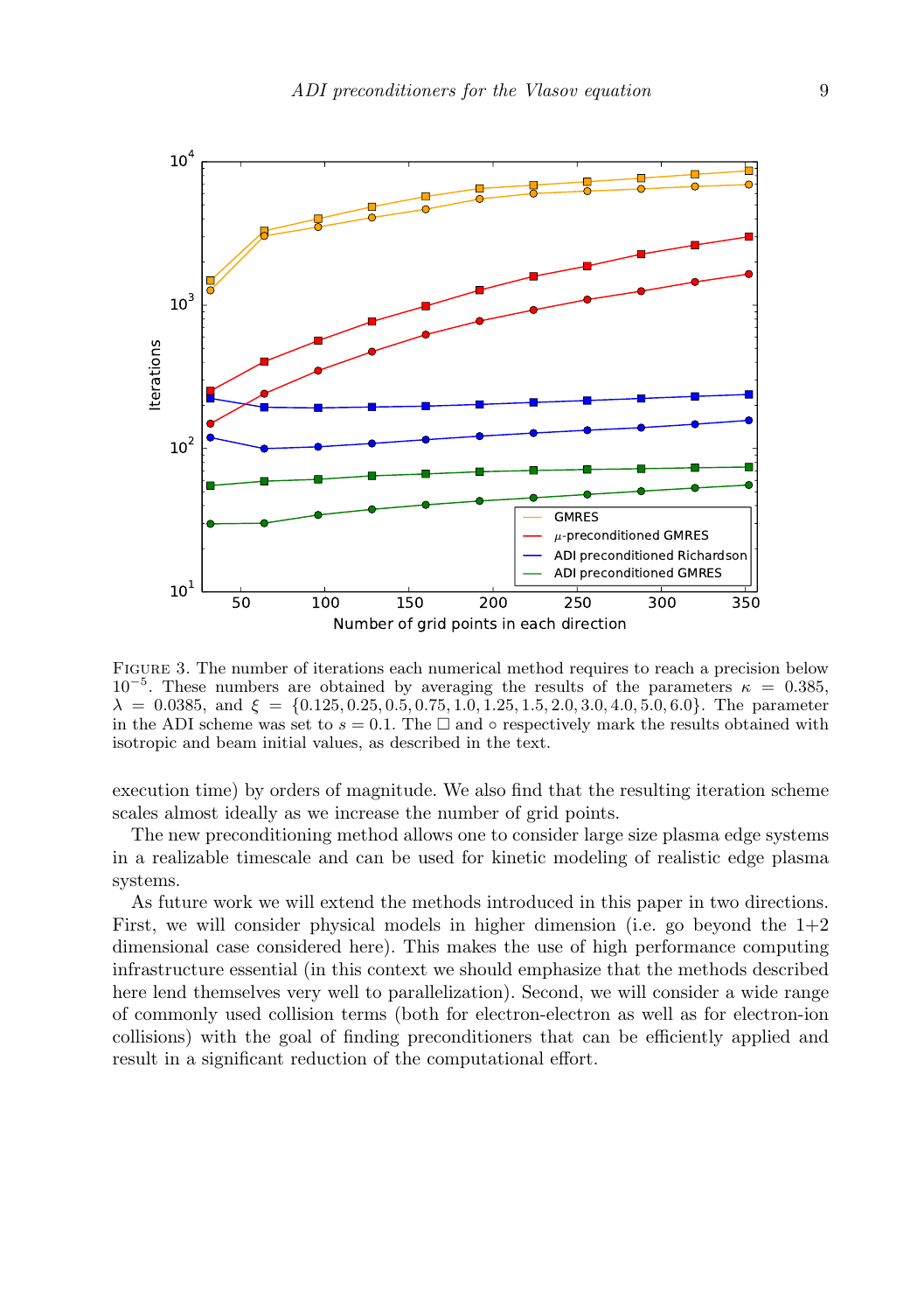Iterations

$10^4$

$10^3$

$10^2$

$10^1$

50 100 150 200 250 300 350

Number of grid points in each direction

GMRES

$\mu$-preconditioned GMRES

ADI preconditioned Richardson

ADI preconditioned GMRES

Figure 3. The number of iterations each numerical method requires to reach a precision below $10^{-5}$. These numbers are obtained by averaging the results of the parameters $\kappa = 0.385$, $\lambda = 0.0385$, and $\xi = \{0.125, 0.25, 0.5, 0.75, 1.0, 1.25, 1.5, 2.0, 3.0, 4.0, 5.0, 6.0\}$. The parameter in the ADI scheme was set to $s = 0.1$. The $\square$ and $\circ$ respectively mark the results obtained with isotropic and beam initial values, as described in the text.

execution time) by orders of magnitude. We also find that the resulting iteration scheme scales almost ideally as we increase the number of grid points.

The new preconditioning method allows one to consider large size plasma edge systems in a realizable timescale and can be used for kinetic modeling of realistic edge plasma systems.

As future work we will extend the methods introduced in this paper in two directions. First, we will consider physical models in higher dimension (i.e. go beyond the 1+2 dimensional case considered here). This makes the use of high performance computing infrastructure essential (in this context we should emphasize that the methods described here lend themselves very well to parallelization). Second, we will consider a wide range of commonly used collision terms (both for electron-electron as well as for electron-ion collisions) with the goal of finding preconditioners that can be efficiently applied and result in a significant reduction of the computational effort.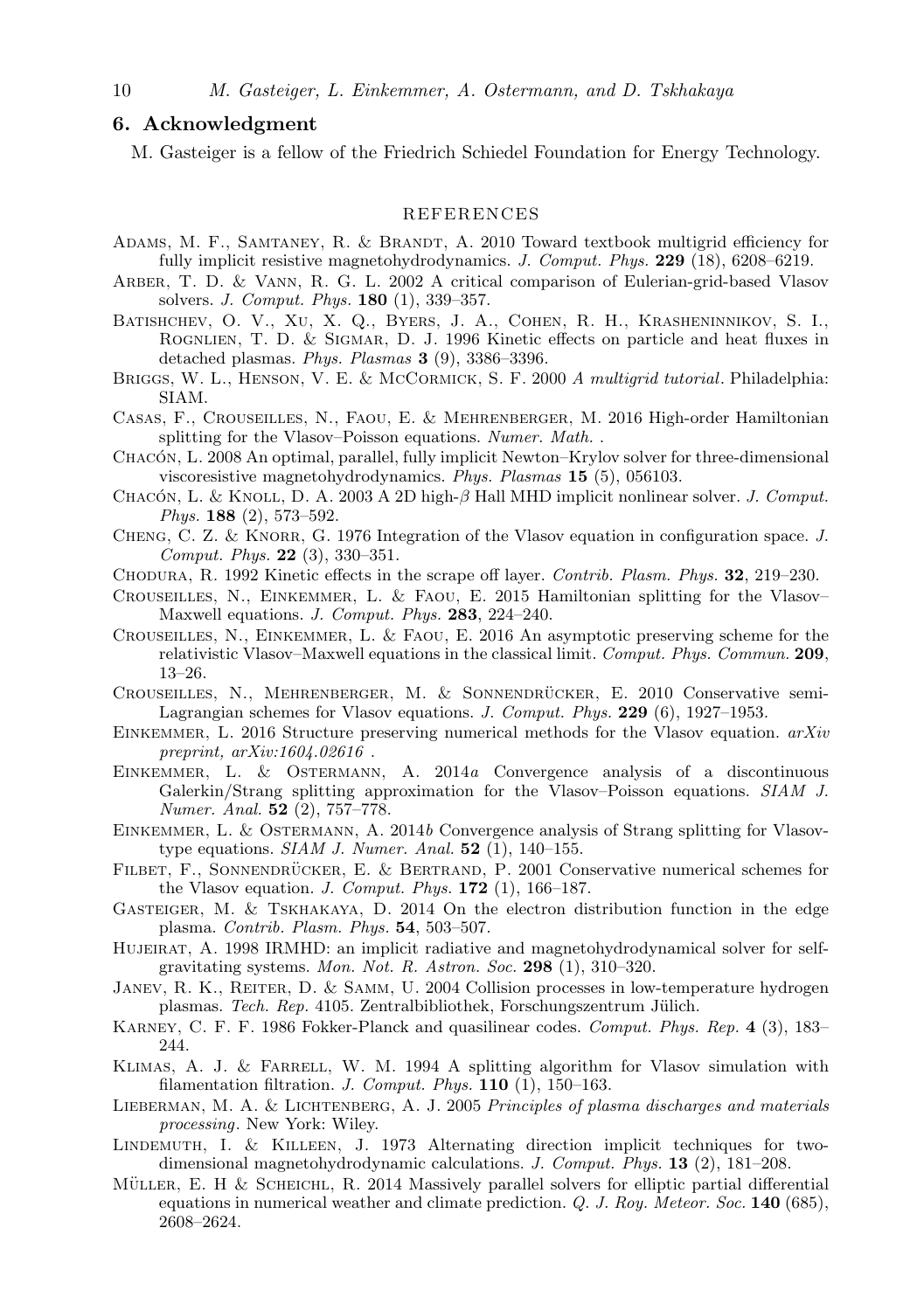## 6. Acknowledgment

M. Gasteiger is a fellow of the Friedrich Schiedel Foundation for Energy Technology.

### REFERENCES

Adams, M. F., Samtaney, R. & Brandt, A. 2010 Toward textbook multigrid efficiency for fully implicit resistive magnetohydrodynamics. *J. Comput. Phys.* **229** (18), 6208–6219.

Arber, T. D. & Vann, R. G. L. 2002 A critical comparison of Eulerian-grid-based Vlasov solvers. *J. Comput. Phys.* **180** (1), 339–357.

Batishchev, O. V., Xu, X. Q., Byers, J. A., Cohen, R. H., Krasheninnikov, S. I., Rognlien, T. D. & Sigmar, D. J. 1996 Kinetic effects on particle and heat fluxes in detached plasmas. *Phys. Plasmas* **3** (9), 3386–3396.

Briggs, W. L., Henson, V. E. & McCormick, S. F. 2000 *A multigrid tutorial*. Philadelphia: SIAM.

Casas, F., Crouseilles, N., Faou, E. & Mehrenberger, M. 2016 High-order Hamiltonian splitting for the Vlasov–Poisson equations. *Numer. Math.* .

Chacón, L. 2008 An optimal, parallel, fully implicit Newton–Krylov solver for three-dimensional viscoresistive magnetohydrodynamics. *Phys. Plasmas* **15** (5), 056103.

Chacón, L. & Knoll, D. A. 2003 A 2D high-$\beta$ Hall MHD implicit nonlinear solver. *J. Comput. Phys.* **188** (2), 573–592.

Cheng, C. Z. & Knorr, G. 1976 Integration of the Vlasov equation in configuration space. *J. Comput. Phys.* **22** (3), 330–351.

Chodura, R. 1992 Kinetic effects in the scrape off layer. *Contrib. Plasm. Phys.* **32**, 219–230.

Crouseilles, N., Einkemmer, L. & Faou, E. 2015 Hamiltonian splitting for the Vlasov–Maxwell equations. *J. Comput. Phys.* **283**, 224–240.

Crouseilles, N., Einkemmer, L. & Faou, E. 2016 An asymptotic preserving scheme for the relativistic Vlasov–Maxwell equations in the classical limit. *Comput. Phys. Commun.* **209**, 13–26.

Crouseilles, N., Mehrenberger, M. & Sonnendrücker, E. 2010 Conservative semi-Lagrangian schemes for Vlasov equations. *J. Comput. Phys.* **229** (6), 1927–1953.

Einkemmer, L. 2016 Structure preserving numerical methods for the Vlasov equation. *arXiv preprint, arXiv:1604.02616* .

Einkemmer, L. & Ostermann, A. 2014*a* Convergence analysis of a discontinuous Galerkin/Strang splitting approximation for the Vlasov–Poisson equations. *SIAM J. Numer. Anal.* **52** (2), 757–778.

Einkemmer, L. & Ostermann, A. 2014*b* Convergence analysis of Strang splitting for Vlasov-type equations. *SIAM J. Numer. Anal.* **52** (1), 140–155.

Filbet, F., Sonnendrücker, E. & Bertrand, P. 2001 Conservative numerical schemes for the Vlasov equation. *J. Comput. Phys.* **172** (1), 166–187.

Gasteiger, M. & Tskhakaya, D. 2014 On the electron distribution function in the edge plasma. *Contrib. Plasm. Phys.* **54**, 503–507.

Hujeirat, A. 1998 IRMHD: an implicit radiative and magnetohydrodynamical solver for self-gravitating systems. *Mon. Not. R. Astron. Soc.* **298** (1), 310–320.

Janev, R. K., Reiter, D. & Samm, U. 2004 Collision processes in low-temperature hydrogen plasmas. *Tech. Rep.* 4105. Zentralbibliothek, Forschungszentrum Jülich.

Karney, C. F. F. 1986 Fokker-Planck and quasilinear codes. *Comput. Phys. Rep.* **4** (3), 183–244.

Klimas, A. J. & Farrell, W. M. 1994 A splitting algorithm for Vlasov simulation with filamentation filtration. *J. Comput. Phys.* **110** (1), 150–163.

Lieberman, M. A. & Lichtenberg, A. J. 2005 *Principles of plasma discharges and materials processing*. New York: Wiley.

Lindemuth, I. & Killeen, J. 1973 Alternating direction implicit techniques for two-dimensional magnetohydrodynamic calculations. *J. Comput. Phys.* **13** (2), 181–208.

Müller, E. H & Scheichl, R. 2014 Massively parallel solvers for elliptic partial differential equations in numerical weather and climate prediction. *Q. J. Roy. Meteor. Soc.* **140** (685), 2608–2624.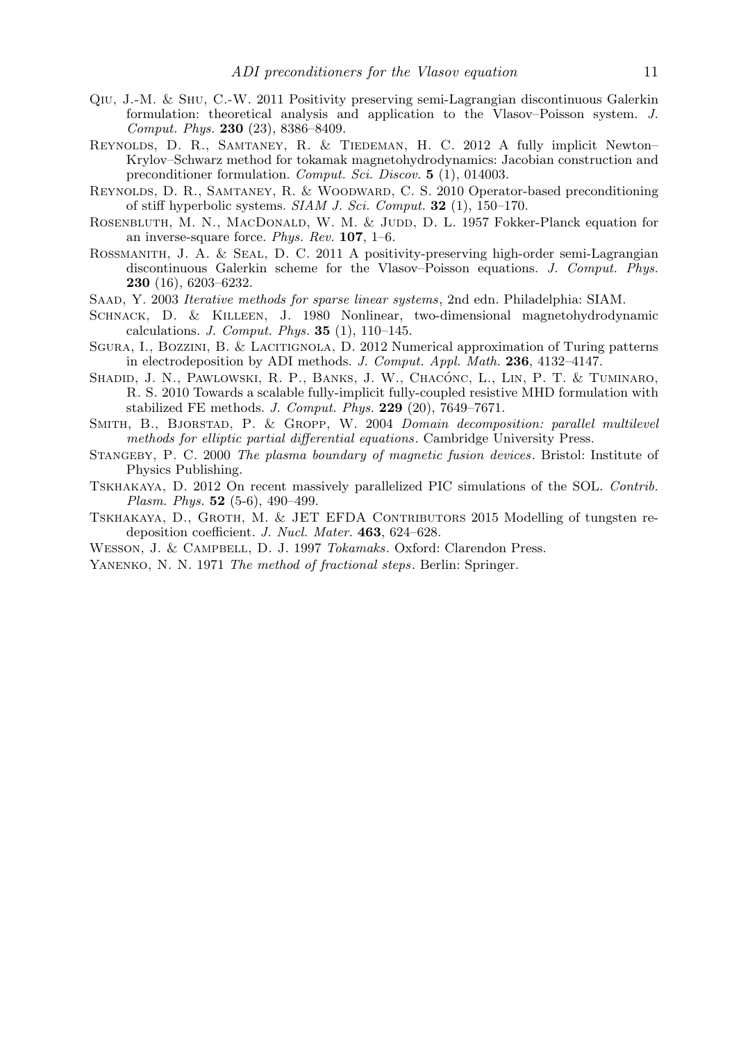Qiu, J.-M. & Shu, C.-W. 2011 Positivity preserving semi-Lagrangian discontinuous Galerkin formulation: theoretical analysis and application to the Vlasov–Poisson system. *J. Comput. Phys.* **230** (23), 8386–8409.

Reynolds, D. R., Samtaney, R. & Tiedeman, H. C. 2012 A fully implicit Newton–Krylov–Schwarz method for tokamak magnetohydrodynamics: Jacobian construction and preconditioner formulation. *Comput. Sci. Discov.* **5** (1), 014003.

Reynolds, D. R., Samtaney, R. & Woodward, C. S. 2010 Operator-based preconditioning of stiff hyperbolic systems. *SIAM J. Sci. Comput.* **32** (1), 150–170.

Rosenbluth, M. N., MacDonald, W. M. & Judd, D. L. 1957 Fokker-Planck equation for an inverse-square force. *Phys. Rev.* **107**, 1–6.

Rossmanith, J. A. & Seal, D. C. 2011 A positivity-preserving high-order semi-Lagrangian discontinuous Galerkin scheme for the Vlasov–Poisson equations. *J. Comput. Phys.* **230** (16), 6203–6232.

Saad, Y. 2003 *Iterative methods for sparse linear systems*, 2nd edn. Philadelphia: SIAM.

Schnack, D. & Killeen, J. 1980 Nonlinear, two-dimensional magnetohydrodynamic calculations. *J. Comput. Phys.* **35** (1), 110–145.

Sgura, I., Bozzini, B. & Lacitignola, D. 2012 Numerical approximation of Turing patterns in electrodeposition by ADI methods. *J. Comput. Appl. Math.* **236**, 4132–4147.

Shadid, J. N., Pawlowski, R. P., Banks, J. W., Chacónc, L., Lin, P. T. & Tuminaro, R. S. 2010 Towards a scalable fully-implicit fully-coupled resistive MHD formulation with stabilized FE methods. *J. Comput. Phys.* **229** (20), 7649–7671.

Smith, B., Bjorstad, P. & Gropp, W. 2004 *Domain decomposition: parallel multilevel methods for elliptic partial differential equations*. Cambridge University Press.

Stangeby, P. C. 2000 *The plasma boundary of magnetic fusion devices*. Bristol: Institute of Physics Publishing.

Tskhakaya, D. 2012 On recent massively parallelized PIC simulations of the SOL. *Contrib. Plasm. Phys.* **52** (5-6), 490–499.

Tskhakaya, D., Groth, M. & JET EFDA Contributors 2015 Modelling of tungsten re-deposition coefficient. *J. Nucl. Mater.* **463**, 624–628.

Wesson, J. & Campbell, D. J. 1997 *Tokamaks*. Oxford: Clarendon Press.

Yanenko, N. N. 1971 *The method of fractional steps*. Berlin: Springer.